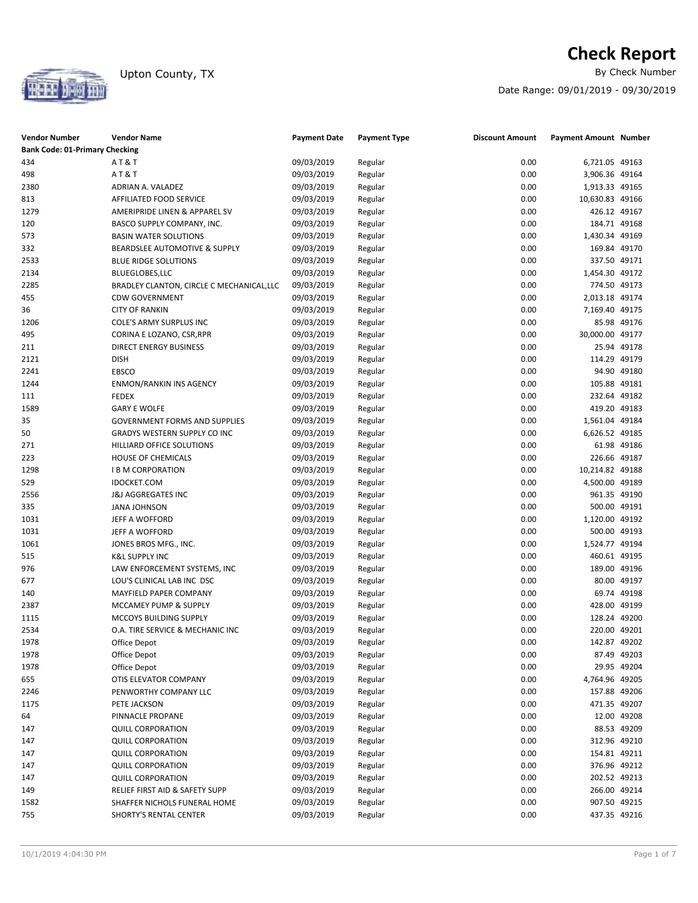# Check Report

Upton County, TX

By Check Number

Date Range: 09/01/2019 - 09/30/2019

| Vendor Number | Vendor Name | Payment Date | Payment Type | Discount Amount | Payment Amount | Number |
|---|---|---|---|---|---|---|
| **Bank Code: 01-Primary Checking** | | | | | | |
| 434 | A T & T | 09/03/2019 | Regular | 0.00 | 6,721.05 | 49163 |
| 498 | A T & T | 09/03/2019 | Regular | 0.00 | 3,906.36 | 49164 |
| 2380 | ADRIAN A. VALADEZ | 09/03/2019 | Regular | 0.00 | 1,913.33 | 49165 |
| 813 | AFFILIATED FOOD SERVICE | 09/03/2019 | Regular | 0.00 | 10,630.83 | 49166 |
| 1279 | AMERIPRIDE LINEN & APPAREL SV | 09/03/2019 | Regular | 0.00 | 426.12 | 49167 |
| 120 | BASCO SUPPLY COMPANY, INC. | 09/03/2019 | Regular | 0.00 | 184.71 | 49168 |
| 573 | BASIN WATER SOLUTIONS | 09/03/2019 | Regular | 0.00 | 1,430.34 | 49169 |
| 332 | BEARDSLEE AUTOMOTIVE & SUPPLY | 09/03/2019 | Regular | 0.00 | 169.84 | 49170 |
| 2533 | BLUE RIDGE SOLUTIONS | 09/03/2019 | Regular | 0.00 | 337.50 | 49171 |
| 2134 | BLUEGLOBES,LLC | 09/03/2019 | Regular | 0.00 | 1,454.30 | 49172 |
| 2285 | BRADLEY CLANTON, CIRCLE C MECHANICAL,LLC | 09/03/2019 | Regular | 0.00 | 774.50 | 49173 |
| 455 | CDW GOVERNMENT | 09/03/2019 | Regular | 0.00 | 2,013.18 | 49174 |
| 36 | CITY OF RANKIN | 09/03/2019 | Regular | 0.00 | 7,169.40 | 49175 |
| 1206 | COLE'S ARMY SURPLUS INC | 09/03/2019 | Regular | 0.00 | 85.98 | 49176 |
| 495 | CORINA E LOZANO, CSR,RPR | 09/03/2019 | Regular | 0.00 | 30,000.00 | 49177 |
| 211 | DIRECT ENERGY BUSINESS | 09/03/2019 | Regular | 0.00 | 25.94 | 49178 |
| 2121 | DISH | 09/03/2019 | Regular | 0.00 | 114.29 | 49179 |
| 2241 | EBSCO | 09/03/2019 | Regular | 0.00 | 94.90 | 49180 |
| 1244 | ENMON/RANKIN INS AGENCY | 09/03/2019 | Regular | 0.00 | 105.88 | 49181 |
| 111 | FEDEX | 09/03/2019 | Regular | 0.00 | 232.64 | 49182 |
| 1589 | GARY E WOLFE | 09/03/2019 | Regular | 0.00 | 419.20 | 49183 |
| 35 | GOVERNMENT FORMS AND SUPPLIES | 09/03/2019 | Regular | 0.00 | 1,561.04 | 49184 |
| 50 | GRADYS WESTERN SUPPLY CO INC | 09/03/2019 | Regular | 0.00 | 6,626.52 | 49185 |
| 271 | HILLIARD OFFICE SOLUTIONS | 09/03/2019 | Regular | 0.00 | 61.98 | 49186 |
| 223 | HOUSE OF CHEMICALS | 09/03/2019 | Regular | 0.00 | 226.66 | 49187 |
| 1298 | I B M CORPORATION | 09/03/2019 | Regular | 0.00 | 10,214.82 | 49188 |
| 529 | IDOCKET.COM | 09/03/2019 | Regular | 0.00 | 4,500.00 | 49189 |
| 2556 | J&J AGGREGATES INC | 09/03/2019 | Regular | 0.00 | 961.35 | 49190 |
| 335 | JANA JOHNSON | 09/03/2019 | Regular | 0.00 | 500.00 | 49191 |
| 1031 | JEFF A WOFFORD | 09/03/2019 | Regular | 0.00 | 1,120.00 | 49192 |
| 1031 | JEFF A WOFFORD | 09/03/2019 | Regular | 0.00 | 500.00 | 49193 |
| 1061 | JONES BROS MFG., INC. | 09/03/2019 | Regular | 0.00 | 1,524.77 | 49194 |
| 515 | K&L SUPPLY INC | 09/03/2019 | Regular | 0.00 | 460.61 | 49195 |
| 976 | LAW ENFORCEMENT SYSTEMS, INC | 09/03/2019 | Regular | 0.00 | 189.00 | 49196 |
| 677 | LOU'S CLINICAL LAB INC DSC | 09/03/2019 | Regular | 0.00 | 80.00 | 49197 |
| 140 | MAYFIELD PAPER COMPANY | 09/03/2019 | Regular | 0.00 | 69.74 | 49198 |
| 2387 | MCCAMEY PUMP & SUPPLY | 09/03/2019 | Regular | 0.00 | 428.00 | 49199 |
| 1115 | MCCOYS BUILDING SUPPLY | 09/03/2019 | Regular | 0.00 | 128.24 | 49200 |
| 2534 | O.A. TIRE SERVICE & MECHANIC INC | 09/03/2019 | Regular | 0.00 | 220.00 | 49201 |
| 1978 | Office Depot | 09/03/2019 | Regular | 0.00 | 142.87 | 49202 |
| 1978 | Office Depot | 09/03/2019 | Regular | 0.00 | 87.49 | 49203 |
| 1978 | Office Depot | 09/03/2019 | Regular | 0.00 | 29.95 | 49204 |
| 655 | OTIS ELEVATOR COMPANY | 09/03/2019 | Regular | 0.00 | 4,764.96 | 49205 |
| 2246 | PENWORTHY COMPANY LLC | 09/03/2019 | Regular | 0.00 | 157.88 | 49206 |
| 1175 | PETE JACKSON | 09/03/2019 | Regular | 0.00 | 471.35 | 49207 |
| 64 | PINNACLE PROPANE | 09/03/2019 | Regular | 0.00 | 12.00 | 49208 |
| 147 | QUILL CORPORATION | 09/03/2019 | Regular | 0.00 | 88.53 | 49209 |
| 147 | QUILL CORPORATION | 09/03/2019 | Regular | 0.00 | 312.96 | 49210 |
| 147 | QUILL CORPORATION | 09/03/2019 | Regular | 0.00 | 154.81 | 49211 |
| 147 | QUILL CORPORATION | 09/03/2019 | Regular | 0.00 | 376.96 | 49212 |
| 147 | QUILL CORPORATION | 09/03/2019 | Regular | 0.00 | 202.52 | 49213 |
| 149 | RELIEF FIRST AID & SAFETY SUPP | 09/03/2019 | Regular | 0.00 | 266.00 | 49214 |
| 1582 | SHAFFER NICHOLS FUNERAL HOME | 09/03/2019 | Regular | 0.00 | 907.50 | 49215 |
| 755 | SHORTY'S RENTAL CENTER | 09/03/2019 | Regular | 0.00 | 437.35 | 49216 |

10/1/2019 4:04:30 PM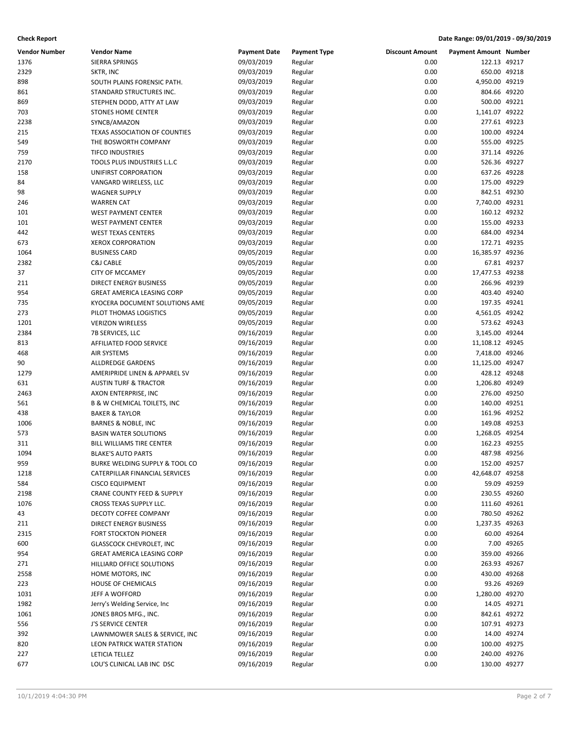**Check Report** **Date Range: 09/01/2019 - 09/30/2019**

| Vendor Number | Vendor Name | Payment Date | Payment Type | Discount Amount | Payment Amount | Number |
|---|---|---|---|---|---|---|
| 1376 | SIERRA SPRINGS | 09/03/2019 | Regular | 0.00 | 122.13 | 49217 |
| 2329 | SKTR, INC | 09/03/2019 | Regular | 0.00 | 650.00 | 49218 |
| 898 | SOUTH PLAINS FORENSIC PATH. | 09/03/2019 | Regular | 0.00 | 4,950.00 | 49219 |
| 861 | STANDARD STRUCTURES INC. | 09/03/2019 | Regular | 0.00 | 804.66 | 49220 |
| 869 | STEPHEN DODD, ATTY AT LAW | 09/03/2019 | Regular | 0.00 | 500.00 | 49221 |
| 703 | STONES HOME CENTER | 09/03/2019 | Regular | 0.00 | 1,141.07 | 49222 |
| 2238 | SYNCB/AMAZON | 09/03/2019 | Regular | 0.00 | 277.61 | 49223 |
| 215 | TEXAS ASSOCIATION OF COUNTIES | 09/03/2019 | Regular | 0.00 | 100.00 | 49224 |
| 549 | THE BOSWORTH COMPANY | 09/03/2019 | Regular | 0.00 | 555.00 | 49225 |
| 759 | TIFCO INDUSTRIES | 09/03/2019 | Regular | 0.00 | 371.14 | 49226 |
| 2170 | TOOLS PLUS INDUSTRIES L.L.C | 09/03/2019 | Regular | 0.00 | 526.36 | 49227 |
| 158 | UNIFIRST CORPORATION | 09/03/2019 | Regular | 0.00 | 637.26 | 49228 |
| 84 | VANGARD WIRELESS, LLC | 09/03/2019 | Regular | 0.00 | 175.00 | 49229 |
| 98 | WAGNER SUPPLY | 09/03/2019 | Regular | 0.00 | 842.51 | 49230 |
| 246 | WARREN CAT | 09/03/2019 | Regular | 0.00 | 7,740.00 | 49231 |
| 101 | WEST PAYMENT CENTER | 09/03/2019 | Regular | 0.00 | 160.12 | 49232 |
| 101 | WEST PAYMENT CENTER | 09/03/2019 | Regular | 0.00 | 155.00 | 49233 |
| 442 | WEST TEXAS CENTERS | 09/03/2019 | Regular | 0.00 | 684.00 | 49234 |
| 673 | XEROX CORPORATION | 09/03/2019 | Regular | 0.00 | 172.71 | 49235 |
| 1064 | BUSINESS CARD | 09/05/2019 | Regular | 0.00 | 16,385.97 | 49236 |
| 2382 | C&J CABLE | 09/05/2019 | Regular | 0.00 | 67.81 | 49237 |
| 37 | CITY OF MCCAMEY | 09/05/2019 | Regular | 0.00 | 17,477.53 | 49238 |
| 211 | DIRECT ENERGY BUSINESS | 09/05/2019 | Regular | 0.00 | 266.96 | 49239 |
| 954 | GREAT AMERICA LEASING CORP | 09/05/2019 | Regular | 0.00 | 403.40 | 49240 |
| 735 | KYOCERA DOCUMENT SOLUTIONS AME | 09/05/2019 | Regular | 0.00 | 197.35 | 49241 |
| 273 | PILOT THOMAS LOGISTICS | 09/05/2019 | Regular | 0.00 | 4,561.05 | 49242 |
| 1201 | VERIZON WIRELESS | 09/05/2019 | Regular | 0.00 | 573.62 | 49243 |
| 2384 | 7B SERVICES, LLC | 09/16/2019 | Regular | 0.00 | 3,145.00 | 49244 |
| 813 | AFFILIATED FOOD SERVICE | 09/16/2019 | Regular | 0.00 | 11,108.12 | 49245 |
| 468 | AIR SYSTEMS | 09/16/2019 | Regular | 0.00 | 7,418.00 | 49246 |
| 90 | ALLDREDGE GARDENS | 09/16/2019 | Regular | 0.00 | 11,125.00 | 49247 |
| 1279 | AMERIPRIDE LINEN & APPAREL SV | 09/16/2019 | Regular | 0.00 | 428.12 | 49248 |
| 631 | AUSTIN TURF & TRACTOR | 09/16/2019 | Regular | 0.00 | 1,206.80 | 49249 |
| 2463 | AXON ENTERPRISE, INC | 09/16/2019 | Regular | 0.00 | 276.00 | 49250 |
| 561 | B & W CHEMICAL TOILETS, INC | 09/16/2019 | Regular | 0.00 | 140.00 | 49251 |
| 438 | BAKER & TAYLOR | 09/16/2019 | Regular | 0.00 | 161.96 | 49252 |
| 1006 | BARNES & NOBLE, INC | 09/16/2019 | Regular | 0.00 | 149.08 | 49253 |
| 573 | BASIN WATER SOLUTIONS | 09/16/2019 | Regular | 0.00 | 1,268.05 | 49254 |
| 311 | BILL WILLIAMS TIRE CENTER | 09/16/2019 | Regular | 0.00 | 162.23 | 49255 |
| 1094 | BLAKE'S AUTO PARTS | 09/16/2019 | Regular | 0.00 | 487.98 | 49256 |
| 959 | BURKE WELDING SUPPLY & TOOL CO | 09/16/2019 | Regular | 0.00 | 152.00 | 49257 |
| 1218 | CATERPILLAR FINANCIAL SERVICES | 09/16/2019 | Regular | 0.00 | 42,648.07 | 49258 |
| 584 | CISCO EQUIPMENT | 09/16/2019 | Regular | 0.00 | 59.09 | 49259 |
| 2198 | CRANE COUNTY FEED & SUPPLY | 09/16/2019 | Regular | 0.00 | 230.55 | 49260 |
| 1076 | CROSS TEXAS SUPPLY LLC. | 09/16/2019 | Regular | 0.00 | 111.60 | 49261 |
| 43 | DECOTY COFFEE COMPANY | 09/16/2019 | Regular | 0.00 | 780.50 | 49262 |
| 211 | DIRECT ENERGY BUSINESS | 09/16/2019 | Regular | 0.00 | 1,237.35 | 49263 |
| 2315 | FORT STOCKTON PIONEER | 09/16/2019 | Regular | 0.00 | 60.00 | 49264 |
| 600 | GLASSCOCK CHEVROLET, INC | 09/16/2019 | Regular | 0.00 | 7.00 | 49265 |
| 954 | GREAT AMERICA LEASING CORP | 09/16/2019 | Regular | 0.00 | 359.00 | 49266 |
| 271 | HILLIARD OFFICE SOLUTIONS | 09/16/2019 | Regular | 0.00 | 263.93 | 49267 |
| 2558 | HOME MOTORS, INC | 09/16/2019 | Regular | 0.00 | 430.00 | 49268 |
| 223 | HOUSE OF CHEMICALS | 09/16/2019 | Regular | 0.00 | 93.26 | 49269 |
| 1031 | JEFF A WOFFORD | 09/16/2019 | Regular | 0.00 | 1,280.00 | 49270 |
| 1982 | Jerry's Welding Service, Inc | 09/16/2019 | Regular | 0.00 | 14.05 | 49271 |
| 1061 | JONES BROS MFG., INC. | 09/16/2019 | Regular | 0.00 | 842.61 | 49272 |
| 556 | J'S SERVICE CENTER | 09/16/2019 | Regular | 0.00 | 107.91 | 49273 |
| 392 | LAWNMOWER SALES & SERVICE, INC | 09/16/2019 | Regular | 0.00 | 14.00 | 49274 |
| 820 | LEON PATRICK WATER STATION | 09/16/2019 | Regular | 0.00 | 100.00 | 49275 |
| 227 | LETICIA TELLEZ | 09/16/2019 | Regular | 0.00 | 240.00 | 49276 |
| 677 | LOU'S CLINICAL LAB INC DSC | 09/16/2019 | Regular | 0.00 | 130.00 | 49277 |

10/1/2019 4:04:30 PM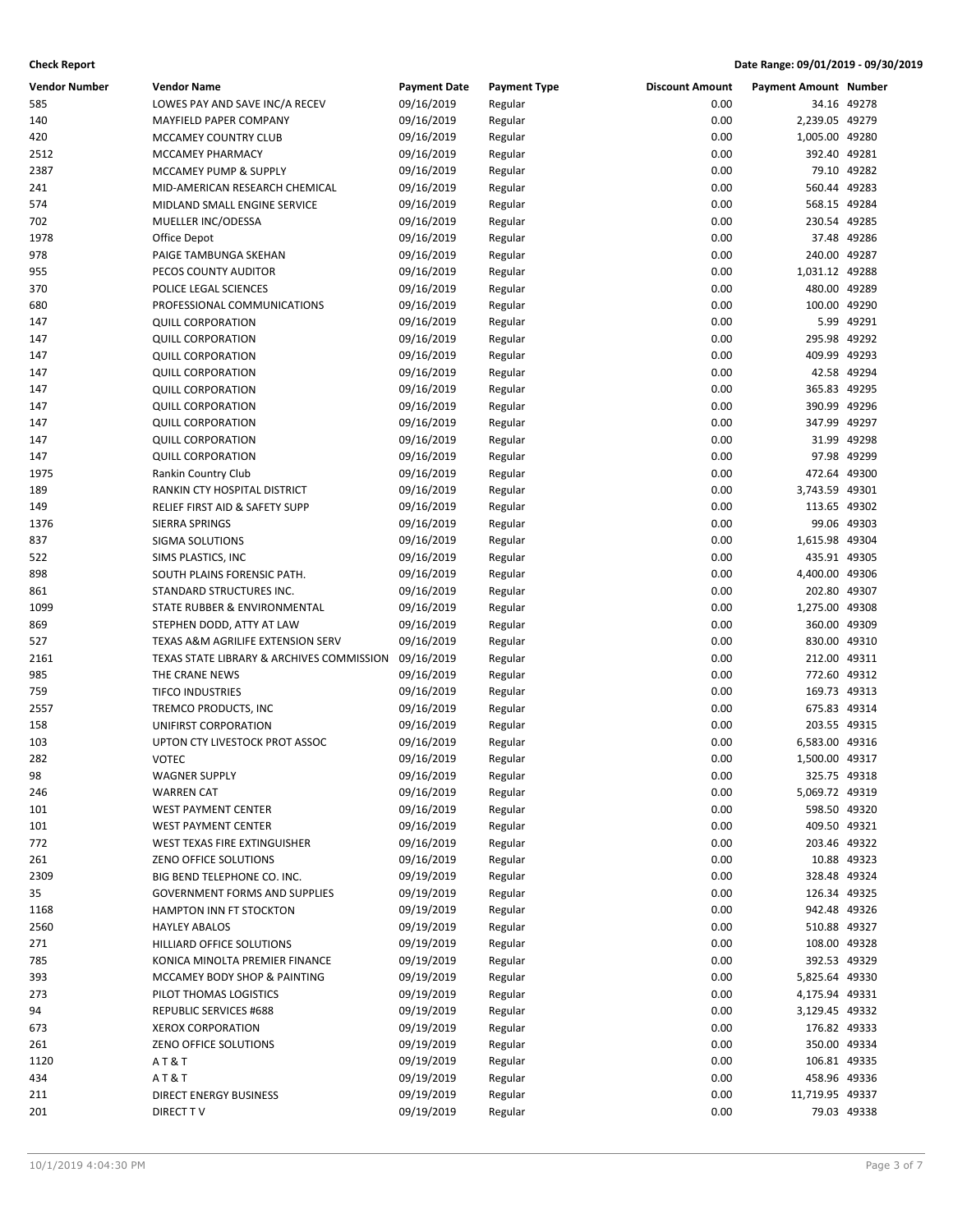**Check Report** | **Date Range: 09/01/2019 - 09/30/2019**

| Vendor Number | Vendor Name | Payment Date | Payment Type | Discount Amount | Payment Amount | Number |
|---|---|---|---|---|---|---|
| 585 | LOWES PAY AND SAVE INC/A RECEV | 09/16/2019 | Regular | 0.00 | 34.16 | 49278 |
| 140 | MAYFIELD PAPER COMPANY | 09/16/2019 | Regular | 0.00 | 2,239.05 | 49279 |
| 420 | MCCAMEY COUNTRY CLUB | 09/16/2019 | Regular | 0.00 | 1,005.00 | 49280 |
| 2512 | MCCAMEY PHARMACY | 09/16/2019 | Regular | 0.00 | 392.40 | 49281 |
| 2387 | MCCAMEY PUMP & SUPPLY | 09/16/2019 | Regular | 0.00 | 79.10 | 49282 |
| 241 | MID-AMERICAN RESEARCH CHEMICAL | 09/16/2019 | Regular | 0.00 | 560.44 | 49283 |
| 574 | MIDLAND SMALL ENGINE SERVICE | 09/16/2019 | Regular | 0.00 | 568.15 | 49284 |
| 702 | MUELLER INC/ODESSA | 09/16/2019 | Regular | 0.00 | 230.54 | 49285 |
| 1978 | Office Depot | 09/16/2019 | Regular | 0.00 | 37.48 | 49286 |
| 978 | PAIGE TAMBUNGA SKEHAN | 09/16/2019 | Regular | 0.00 | 240.00 | 49287 |
| 955 | PECOS COUNTY AUDITOR | 09/16/2019 | Regular | 0.00 | 1,031.12 | 49288 |
| 370 | POLICE LEGAL SCIENCES | 09/16/2019 | Regular | 0.00 | 480.00 | 49289 |
| 680 | PROFESSIONAL COMMUNICATIONS | 09/16/2019 | Regular | 0.00 | 100.00 | 49290 |
| 147 | QUILL CORPORATION | 09/16/2019 | Regular | 0.00 | 5.99 | 49291 |
| 147 | QUILL CORPORATION | 09/16/2019 | Regular | 0.00 | 295.98 | 49292 |
| 147 | QUILL CORPORATION | 09/16/2019 | Regular | 0.00 | 409.99 | 49293 |
| 147 | QUILL CORPORATION | 09/16/2019 | Regular | 0.00 | 42.58 | 49294 |
| 147 | QUILL CORPORATION | 09/16/2019 | Regular | 0.00 | 365.83 | 49295 |
| 147 | QUILL CORPORATION | 09/16/2019 | Regular | 0.00 | 390.99 | 49296 |
| 147 | QUILL CORPORATION | 09/16/2019 | Regular | 0.00 | 347.99 | 49297 |
| 147 | QUILL CORPORATION | 09/16/2019 | Regular | 0.00 | 31.99 | 49298 |
| 147 | QUILL CORPORATION | 09/16/2019 | Regular | 0.00 | 97.98 | 49299 |
| 1975 | Rankin Country Club | 09/16/2019 | Regular | 0.00 | 472.64 | 49300 |
| 189 | RANKIN CTY HOSPITAL DISTRICT | 09/16/2019 | Regular | 0.00 | 3,743.59 | 49301 |
| 149 | RELIEF FIRST AID & SAFETY SUPP | 09/16/2019 | Regular | 0.00 | 113.65 | 49302 |
| 1376 | SIERRA SPRINGS | 09/16/2019 | Regular | 0.00 | 99.06 | 49303 |
| 837 | SIGMA SOLUTIONS | 09/16/2019 | Regular | 0.00 | 1,615.98 | 49304 |
| 522 | SIMS PLASTICS, INC | 09/16/2019 | Regular | 0.00 | 435.91 | 49305 |
| 898 | SOUTH PLAINS FORENSIC PATH. | 09/16/2019 | Regular | 0.00 | 4,400.00 | 49306 |
| 861 | STANDARD STRUCTURES INC. | 09/16/2019 | Regular | 0.00 | 202.80 | 49307 |
| 1099 | STATE RUBBER & ENVIRONMENTAL | 09/16/2019 | Regular | 0.00 | 1,275.00 | 49308 |
| 869 | STEPHEN DODD, ATTY AT LAW | 09/16/2019 | Regular | 0.00 | 360.00 | 49309 |
| 527 | TEXAS A&M AGRILIFE EXTENSION SERV | 09/16/2019 | Regular | 0.00 | 830.00 | 49310 |
| 2161 | TEXAS STATE LIBRARY & ARCHIVES COMMISSION | 09/16/2019 | Regular | 0.00 | 212.00 | 49311 |
| 985 | THE CRANE NEWS | 09/16/2019 | Regular | 0.00 | 772.60 | 49312 |
| 759 | TIFCO INDUSTRIES | 09/16/2019 | Regular | 0.00 | 169.73 | 49313 |
| 2557 | TREMCO PRODUCTS, INC | 09/16/2019 | Regular | 0.00 | 675.83 | 49314 |
| 158 | UNIFIRST CORPORATION | 09/16/2019 | Regular | 0.00 | 203.55 | 49315 |
| 103 | UPTON CTY LIVESTOCK PROT ASSOC | 09/16/2019 | Regular | 0.00 | 6,583.00 | 49316 |
| 282 | VOTEC | 09/16/2019 | Regular | 0.00 | 1,500.00 | 49317 |
| 98 | WAGNER SUPPLY | 09/16/2019 | Regular | 0.00 | 325.75 | 49318 |
| 246 | WARREN CAT | 09/16/2019 | Regular | 0.00 | 5,069.72 | 49319 |
| 101 | WEST PAYMENT CENTER | 09/16/2019 | Regular | 0.00 | 598.50 | 49320 |
| 101 | WEST PAYMENT CENTER | 09/16/2019 | Regular | 0.00 | 409.50 | 49321 |
| 772 | WEST TEXAS FIRE EXTINGUISHER | 09/16/2019 | Regular | 0.00 | 203.46 | 49322 |
| 261 | ZENO OFFICE SOLUTIONS | 09/16/2019 | Regular | 0.00 | 10.88 | 49323 |
| 2309 | BIG BEND TELEPHONE CO. INC. | 09/19/2019 | Regular | 0.00 | 328.48 | 49324 |
| 35 | GOVERNMENT FORMS AND SUPPLIES | 09/19/2019 | Regular | 0.00 | 126.34 | 49325 |
| 1168 | HAMPTON INN FT STOCKTON | 09/19/2019 | Regular | 0.00 | 942.48 | 49326 |
| 2560 | HAYLEY ABALOS | 09/19/2019 | Regular | 0.00 | 510.88 | 49327 |
| 271 | HILLIARD OFFICE SOLUTIONS | 09/19/2019 | Regular | 0.00 | 108.00 | 49328 |
| 785 | KONICA MINOLTA PREMIER FINANCE | 09/19/2019 | Regular | 0.00 | 392.53 | 49329 |
| 393 | MCCAMEY BODY SHOP & PAINTING | 09/19/2019 | Regular | 0.00 | 5,825.64 | 49330 |
| 273 | PILOT THOMAS LOGISTICS | 09/19/2019 | Regular | 0.00 | 4,175.94 | 49331 |
| 94 | REPUBLIC SERVICES #688 | 09/19/2019 | Regular | 0.00 | 3,129.45 | 49332 |
| 673 | XEROX CORPORATION | 09/19/2019 | Regular | 0.00 | 176.82 | 49333 |
| 261 | ZENO OFFICE SOLUTIONS | 09/19/2019 | Regular | 0.00 | 350.00 | 49334 |
| 1120 | A T & T | 09/19/2019 | Regular | 0.00 | 106.81 | 49335 |
| 434 | A T & T | 09/19/2019 | Regular | 0.00 | 458.96 | 49336 |
| 211 | DIRECT ENERGY BUSINESS | 09/19/2019 | Regular | 0.00 | 11,719.95 | 49337 |
| 201 | DIRECT T V | 09/19/2019 | Regular | 0.00 | 79.03 | 49338 |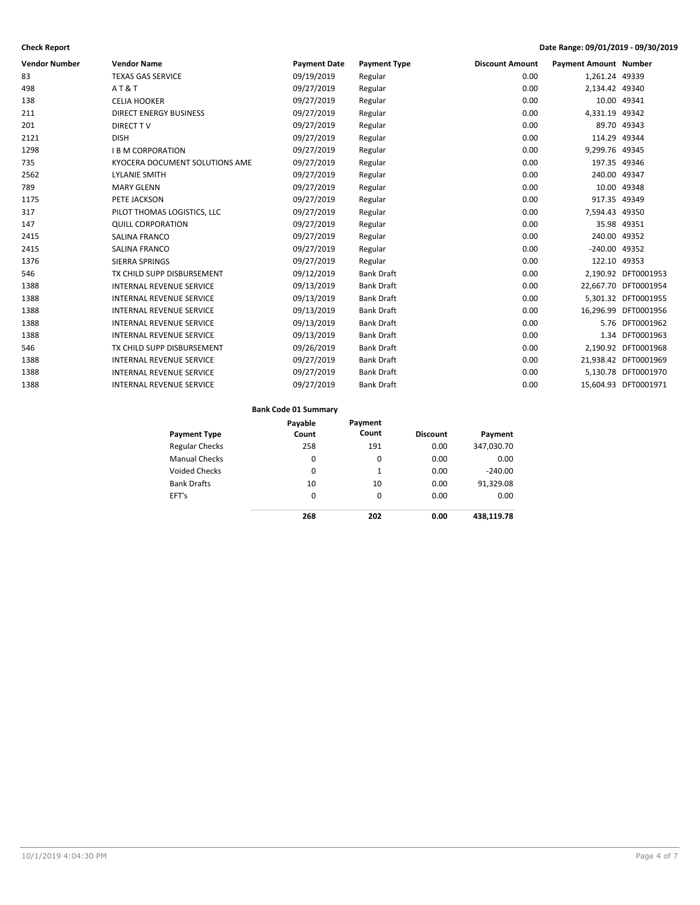**Check Report**

**Date Range: 09/01/2019 - 09/30/2019**

| Vendor Number | Vendor Name | Payment Date | Payment Type | Discount Amount | Payment Amount | Number |
|---|---|---|---|---|---|---|
| 83 | TEXAS GAS SERVICE | 09/19/2019 | Regular | 0.00 | 1,261.24 | 49339 |
| 498 | A T & T | 09/27/2019 | Regular | 0.00 | 2,134.42 | 49340 |
| 138 | CELIA HOOKER | 09/27/2019 | Regular | 0.00 | 10.00 | 49341 |
| 211 | DIRECT ENERGY BUSINESS | 09/27/2019 | Regular | 0.00 | 4,331.19 | 49342 |
| 201 | DIRECT T V | 09/27/2019 | Regular | 0.00 | 89.70 | 49343 |
| 2121 | DISH | 09/27/2019 | Regular | 0.00 | 114.29 | 49344 |
| 1298 | I B M CORPORATION | 09/27/2019 | Regular | 0.00 | 9,299.76 | 49345 |
| 735 | KYOCERA DOCUMENT SOLUTIONS AME | 09/27/2019 | Regular | 0.00 | 197.35 | 49346 |
| 2562 | LYLANIE SMITH | 09/27/2019 | Regular | 0.00 | 240.00 | 49347 |
| 789 | MARY GLENN | 09/27/2019 | Regular | 0.00 | 10.00 | 49348 |
| 1175 | PETE JACKSON | 09/27/2019 | Regular | 0.00 | 917.35 | 49349 |
| 317 | PILOT THOMAS LOGISTICS, LLC | 09/27/2019 | Regular | 0.00 | 7,594.43 | 49350 |
| 147 | QUILL CORPORATION | 09/27/2019 | Regular | 0.00 | 35.98 | 49351 |
| 2415 | SALINA FRANCO | 09/27/2019 | Regular | 0.00 | 240.00 | 49352 |
| 2415 | SALINA FRANCO | 09/27/2019 | Regular | 0.00 | -240.00 | 49352 |
| 1376 | SIERRA SPRINGS | 09/27/2019 | Regular | 0.00 | 122.10 | 49353 |
| 546 | TX CHILD SUPP DISBURSEMENT | 09/12/2019 | Bank Draft | 0.00 | 2,190.92 | DFT0001953 |
| 1388 | INTERNAL REVENUE SERVICE | 09/13/2019 | Bank Draft | 0.00 | 22,667.70 | DFT0001954 |
| 1388 | INTERNAL REVENUE SERVICE | 09/13/2019 | Bank Draft | 0.00 | 5,301.32 | DFT0001955 |
| 1388 | INTERNAL REVENUE SERVICE | 09/13/2019 | Bank Draft | 0.00 | 16,296.99 | DFT0001956 |
| 1388 | INTERNAL REVENUE SERVICE | 09/13/2019 | Bank Draft | 0.00 | 5.76 | DFT0001962 |
| 1388 | INTERNAL REVENUE SERVICE | 09/13/2019 | Bank Draft | 0.00 | 1.34 | DFT0001963 |
| 546 | TX CHILD SUPP DISBURSEMENT | 09/26/2019 | Bank Draft | 0.00 | 2,190.92 | DFT0001968 |
| 1388 | INTERNAL REVENUE SERVICE | 09/27/2019 | Bank Draft | 0.00 | 21,938.42 | DFT0001969 |
| 1388 | INTERNAL REVENUE SERVICE | 09/27/2019 | Bank Draft | 0.00 | 5,130.78 | DFT0001970 |
| 1388 | INTERNAL REVENUE SERVICE | 09/27/2019 | Bank Draft | 0.00 | 15,604.93 | DFT0001971 |

**Bank Code 01 Summary**

| Payment Type | Payable Count | Payment Count | Discount | Payment |
|---|---|---|---|---|
| Regular Checks | 258 | 191 | 0.00 | 347,030.70 |
| Manual Checks | 0 | 0 | 0.00 | 0.00 |
| Voided Checks | 0 | 1 | 0.00 | -240.00 |
| Bank Drafts | 10 | 10 | 0.00 | 91,329.08 |
| EFT's | 0 | 0 | 0.00 | 0.00 |
| | **268** | **202** | **0.00** | **438,119.78** |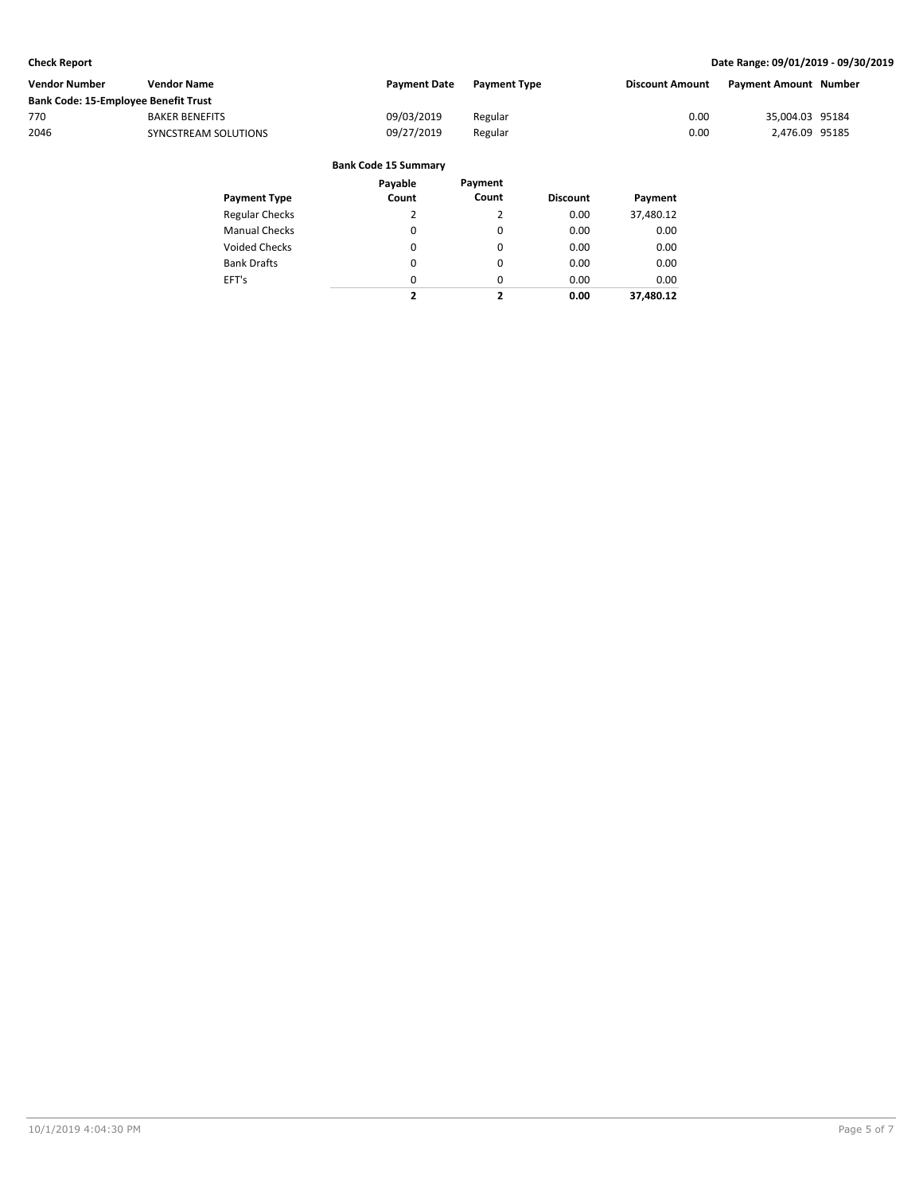**Check Report** | **Date Range: 09/01/2019 - 09/30/2019**

| Vendor Number | Vendor Name | Payment Date | Payment Type | Discount Amount | Payment Amount | Number |
|---|---|---|---|---|---|---|
| **Bank Code: 15-Employee Benefit Trust** | | | | | | |
| 770 | BAKER BENEFITS | 09/03/2019 | Regular | 0.00 | 35,004.03 | 95184 |
| 2046 | SYNCSTREAM SOLUTIONS | 09/27/2019 | Regular | 0.00 | 2,476.09 | 95185 |

**Bank Code 15 Summary**

| Payment Type | Payable Count | Payment Count | Discount | Payment |
|---|---|---|---|---|
| Regular Checks | 2 | 2 | 0.00 | 37,480.12 |
| Manual Checks | 0 | 0 | 0.00 | 0.00 |
| Voided Checks | 0 | 0 | 0.00 | 0.00 |
| Bank Drafts | 0 | 0 | 0.00 | 0.00 |
| EFT's | 0 | 0 | 0.00 | 0.00 |
| | **2** | **2** | **0.00** | **37,480.12** |

10/1/2019 4:04:30 PM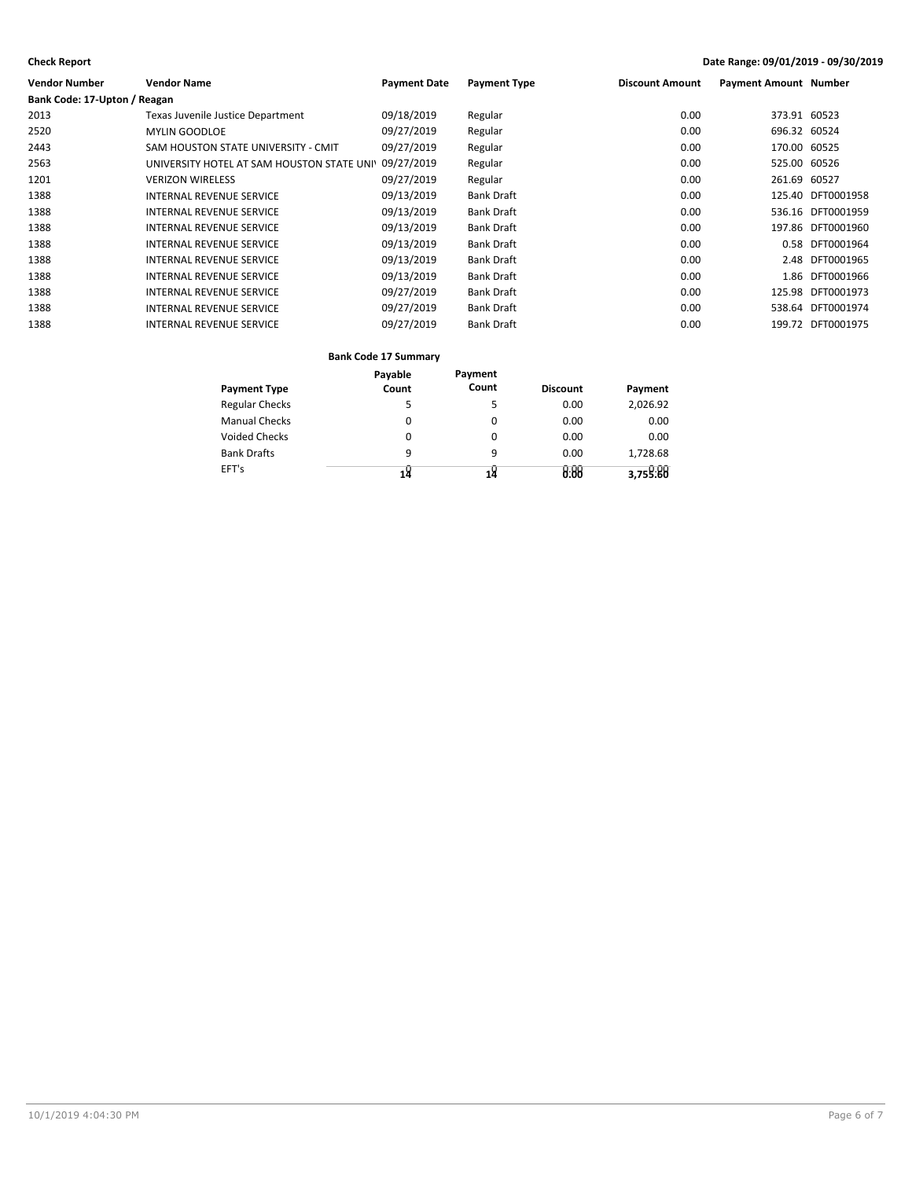**Check Report** | **Date Range: 09/01/2019 - 09/30/2019**

| Vendor Number | Vendor Name | Payment Date | Payment Type | Discount Amount | Payment Amount | Number |
|---|---|---|---|---|---|---|
| **Bank Code: 17-Upton / Reagan** | | | | | | |
| 2013 | Texas Juvenile Justice Department | 09/18/2019 | Regular | 0.00 | 373.91 | 60523 |
| 2520 | MYLIN GOODLOE | 09/27/2019 | Regular | 0.00 | 696.32 | 60524 |
| 2443 | SAM HOUSTON STATE UNIVERSITY - CMIT | 09/27/2019 | Regular | 0.00 | 170.00 | 60525 |
| 2563 | UNIVERSITY HOTEL AT SAM HOUSTON STATE UNI\ | 09/27/2019 | Regular | 0.00 | 525.00 | 60526 |
| 1201 | VERIZON WIRELESS | 09/27/2019 | Regular | 0.00 | 261.69 | 60527 |
| 1388 | INTERNAL REVENUE SERVICE | 09/13/2019 | Bank Draft | 0.00 | 125.40 | DFT0001958 |
| 1388 | INTERNAL REVENUE SERVICE | 09/13/2019 | Bank Draft | 0.00 | 536.16 | DFT0001959 |
| 1388 | INTERNAL REVENUE SERVICE | 09/13/2019 | Bank Draft | 0.00 | 197.86 | DFT0001960 |
| 1388 | INTERNAL REVENUE SERVICE | 09/13/2019 | Bank Draft | 0.00 | 0.58 | DFT0001964 |
| 1388 | INTERNAL REVENUE SERVICE | 09/13/2019 | Bank Draft | 0.00 | 2.48 | DFT0001965 |
| 1388 | INTERNAL REVENUE SERVICE | 09/13/2019 | Bank Draft | 0.00 | 1.86 | DFT0001966 |
| 1388 | INTERNAL REVENUE SERVICE | 09/27/2019 | Bank Draft | 0.00 | 125.98 | DFT0001973 |
| 1388 | INTERNAL REVENUE SERVICE | 09/27/2019 | Bank Draft | 0.00 | 538.64 | DFT0001974 |
| 1388 | INTERNAL REVENUE SERVICE | 09/27/2019 | Bank Draft | 0.00 | 199.72 | DFT0001975 |

**Bank Code 17 Summary**

| Payment Type | Payable Count | Payment Count | Discount | Payment |
|---|---|---|---|---|
| Regular Checks | 5 | 5 | 0.00 | 2,026.92 |
| Manual Checks | 0 | 0 | 0.00 | 0.00 |
| Voided Checks | 0 | 0 | 0.00 | 0.00 |
| Bank Drafts | 9 | 9 | 0.00 | 1,728.68 |
| EFT's | 0 | 0 | 0.00 | 0.00 |
| | **14** | **14** | **0.00** | **3,755.60** |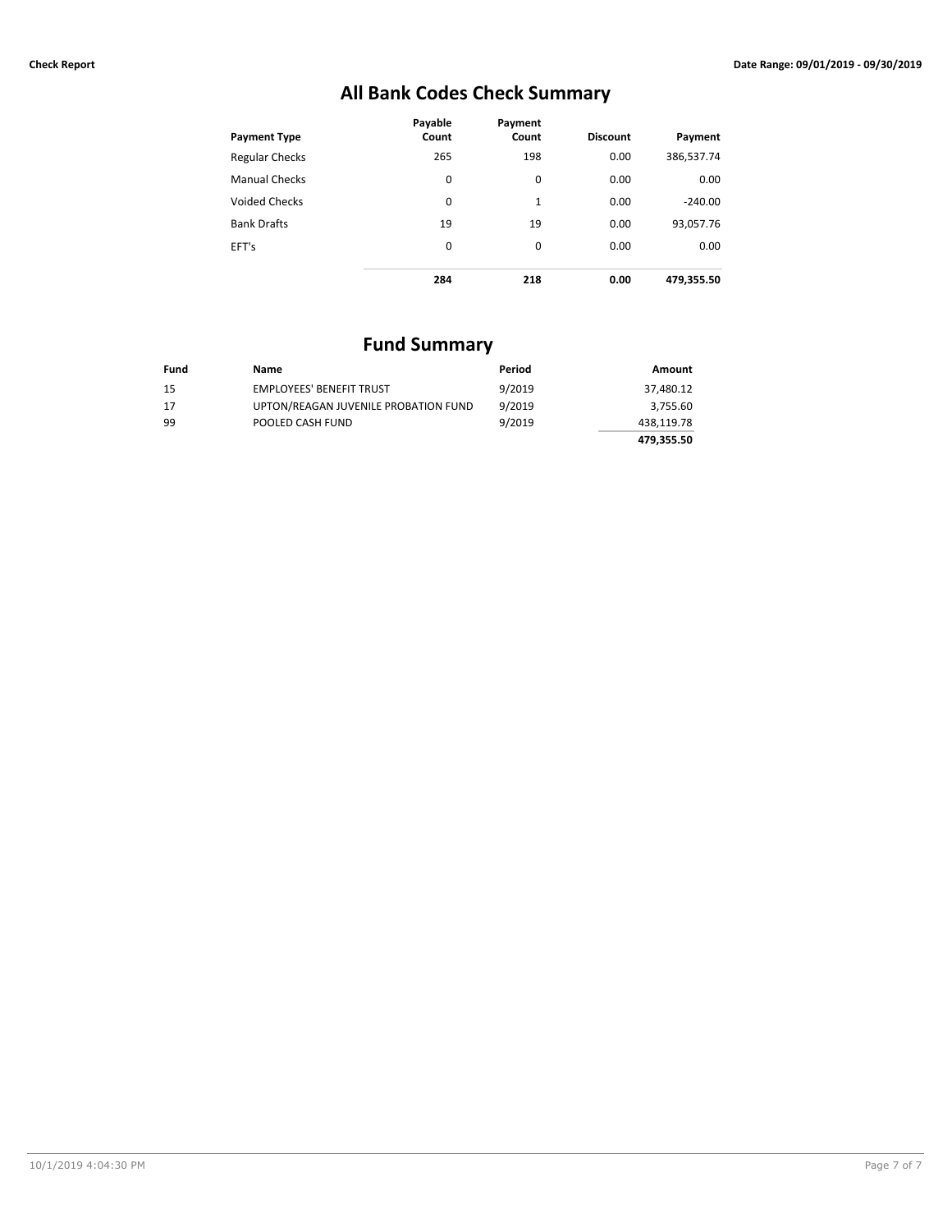# All Bank Codes Check Summary

| Payment Type | Payable Count | Payment Count | Discount | Payment |
|---|---|---|---|---|
| Regular Checks | 265 | 198 | 0.00 | 386,537.74 |
| Manual Checks | 0 | 0 | 0.00 | 0.00 |
| Voided Checks | 0 | 1 | 0.00 | -240.00 |
| Bank Drafts | 19 | 19 | 0.00 | 93,057.76 |
| EFT's | 0 | 0 | 0.00 | 0.00 |
| | **284** | **218** | **0.00** | **479,355.50** |

# Fund Summary

| Fund | Name | Period | Amount |
|---|---|---|---|
| 15 | EMPLOYEES' BENEFIT TRUST | 9/2019 | 37,480.12 |
| 17 | UPTON/REAGAN JUVENILE PROBATION FUND | 9/2019 | 3,755.60 |
| 99 | POOLED CASH FUND | 9/2019 | 438,119.78 |
| | | | **479,355.50** |